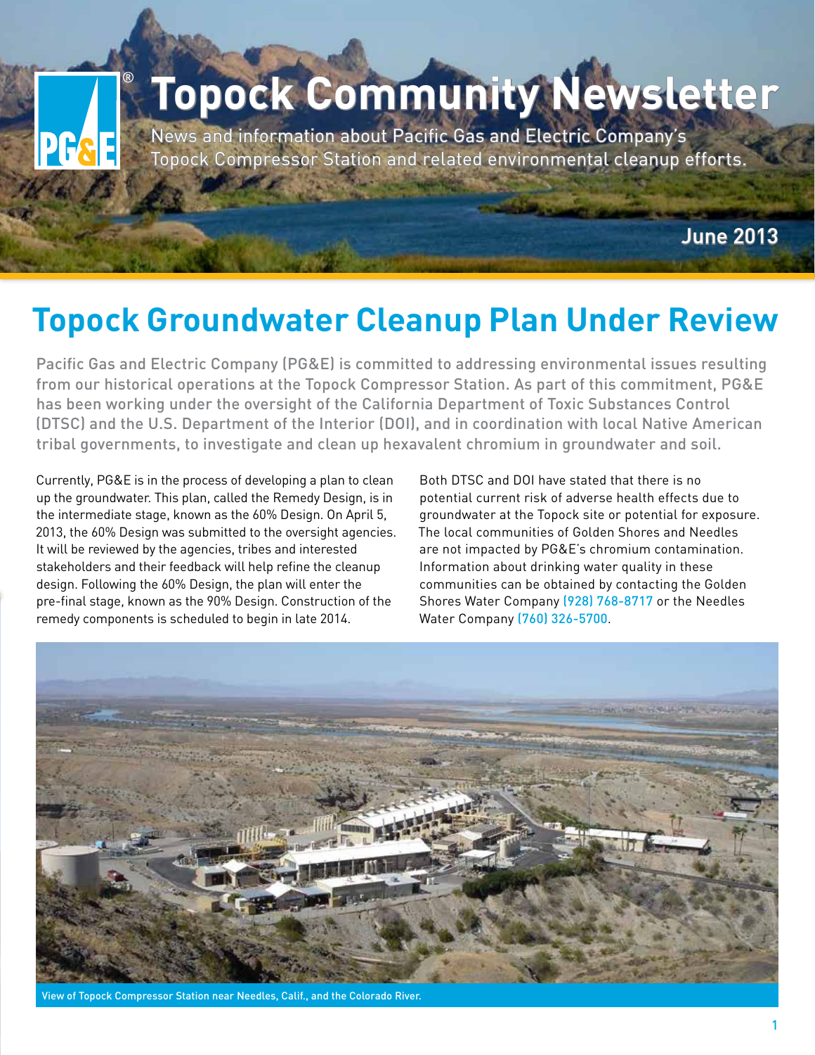# Topock Community Newsletter

News and information about Pacific Gas and Electric Company's Topock Compressor Station and related environmental cleanup efforts.

June 2013

## Topock Groundwater Cleanup Plan Under Review

Pacific Gas and Electric Company (PG&E) is committed to addressing environmental issues resulting from our historical operations at the Topock Compressor Station. As part of this commitment, PG&E has been working under the oversight of the California Department of Toxic Substances Control (DTSC) and the U.S. Department of the Interior (DOI), and in coordination with local Native American tribal governments, to investigate and clean up hexavalent chromium in groundwater and soil.

Currently, PG&E is in the process of developing a plan to clean up the groundwater. This plan, called the Remedy Design, is in the intermediate stage, known as the 60% Design. On April 5, 2013, the 60% Design was submitted to the oversight agencies. It will be reviewed by the agencies, tribes and interested stakeholders and their feedback will help refine the cleanup design. Following the 60% Design, the plan will enter the pre-final stage, known as the 90% Design. Construction of the remedy components is scheduled to begin in late 2014.

Both DTSC and DOI have stated that there is no potential current risk of adverse health effects due to groundwater at the Topock site or potential for exposure. The local communities of Golden Shores and Needles are not impacted by PG&E's chromium contamination. Information about drinking water quality in these communities can be obtained by contacting the Golden Shores Water Company (928) 768-8717 or the Needles Water Company (760) 326-5700.

View of Topock Compressor Station near Needles, Calif., and the Colorado River.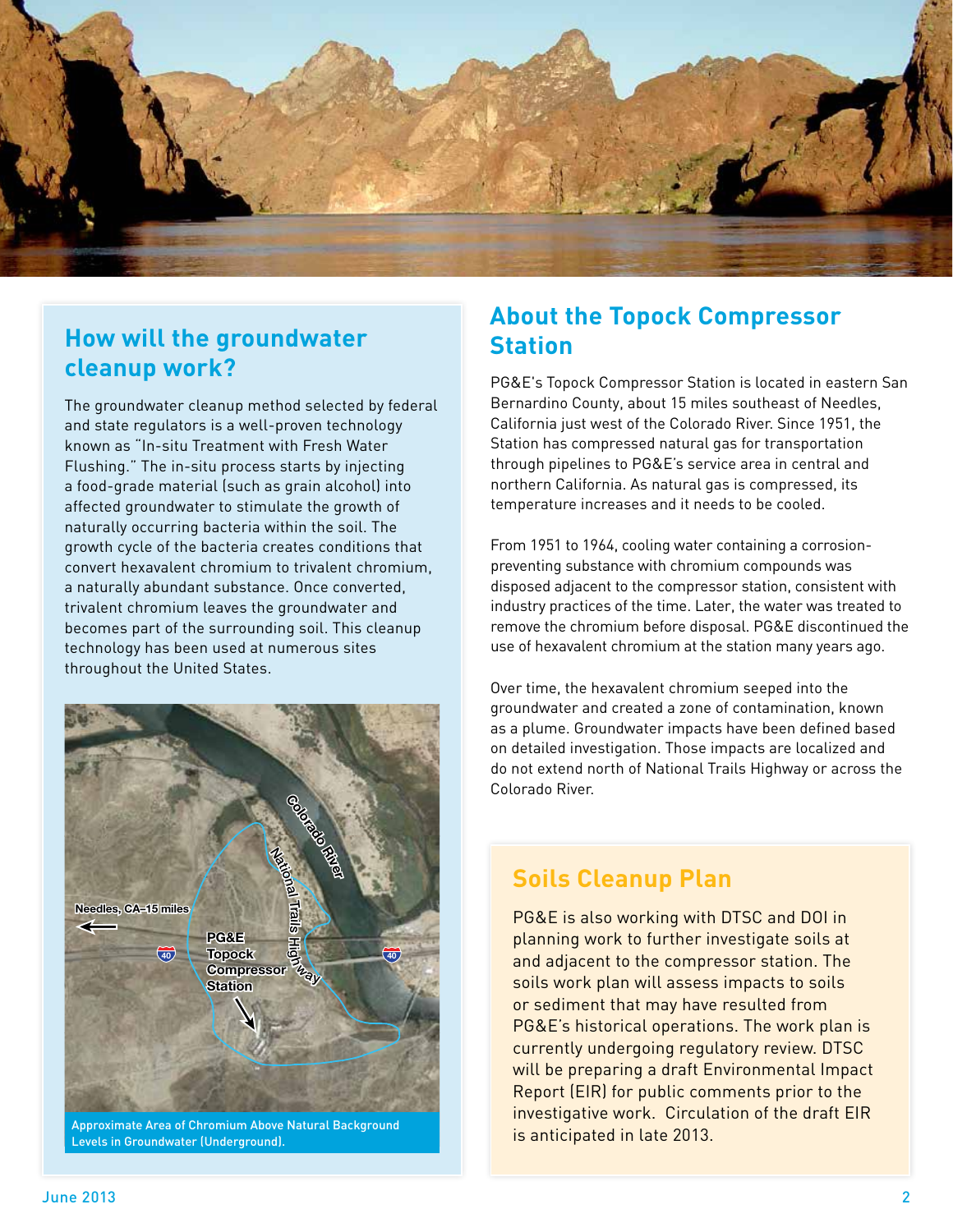## How will the groundwater cleanup work?

The groundwater cleanup method selected by federal and state regulators is a well-proven technology known as "In-situ Treatment with Fresh Water Flushing." The in-situ process starts by injecting a food-grade material (such as grain alcohol) into affected groundwater to stimulate the growth of naturally occurring bacteria within the soil. The growth cycle of the bacteria creates conditions that convert hexavalent chromium to trivalent chromium, a naturally abundant substance. Once converted, trivalent chromium leaves the groundwater and becomes part of the surrounding soil. This cleanup technology has been used at numerous sites throughout the United States.

Approximate Area of Chromium Above Natural Background Levels in Groundwater (Underground).

## About the Topock Compressor Station

PG&E's Topock Compressor Station is located in eastern San Bernardino County, about 15 miles southeast of Needles, California just west of the Colorado River. Since 1951, the Station has compressed natural gas for transportation through pipelines to PG&E's service area in central and northern California. As natural gas is compressed, its temperature increases and it needs to be cooled.

From 1951 to 1964, cooling water containing a corrosion-preventing substance with chromium compounds was disposed adjacent to the compressor station, consistent with industry practices of the time. Later, the water was treated to remove the chromium before disposal. PG&E discontinued the use of hexavalent chromium at the station many years ago.

Over time, the hexavalent chromium seeped into the groundwater and created a zone of contamination, known as a plume. Groundwater impacts have been defined based on detailed investigation. Those impacts are localized and do not extend north of National Trails Highway or across the Colorado River.

## Soils Cleanup Plan

PG&E is also working with DTSC and DOI in planning work to further investigate soils at and adjacent to the compressor station. The soils work plan will assess impacts to soils or sediment that may have resulted from PG&E's historical operations. The work plan is currently undergoing regulatory review. DTSC will be preparing a draft Environmental Impact Report (EIR) for public comments prior to the investigative work. Circulation of the draft EIR is anticipated in late 2013.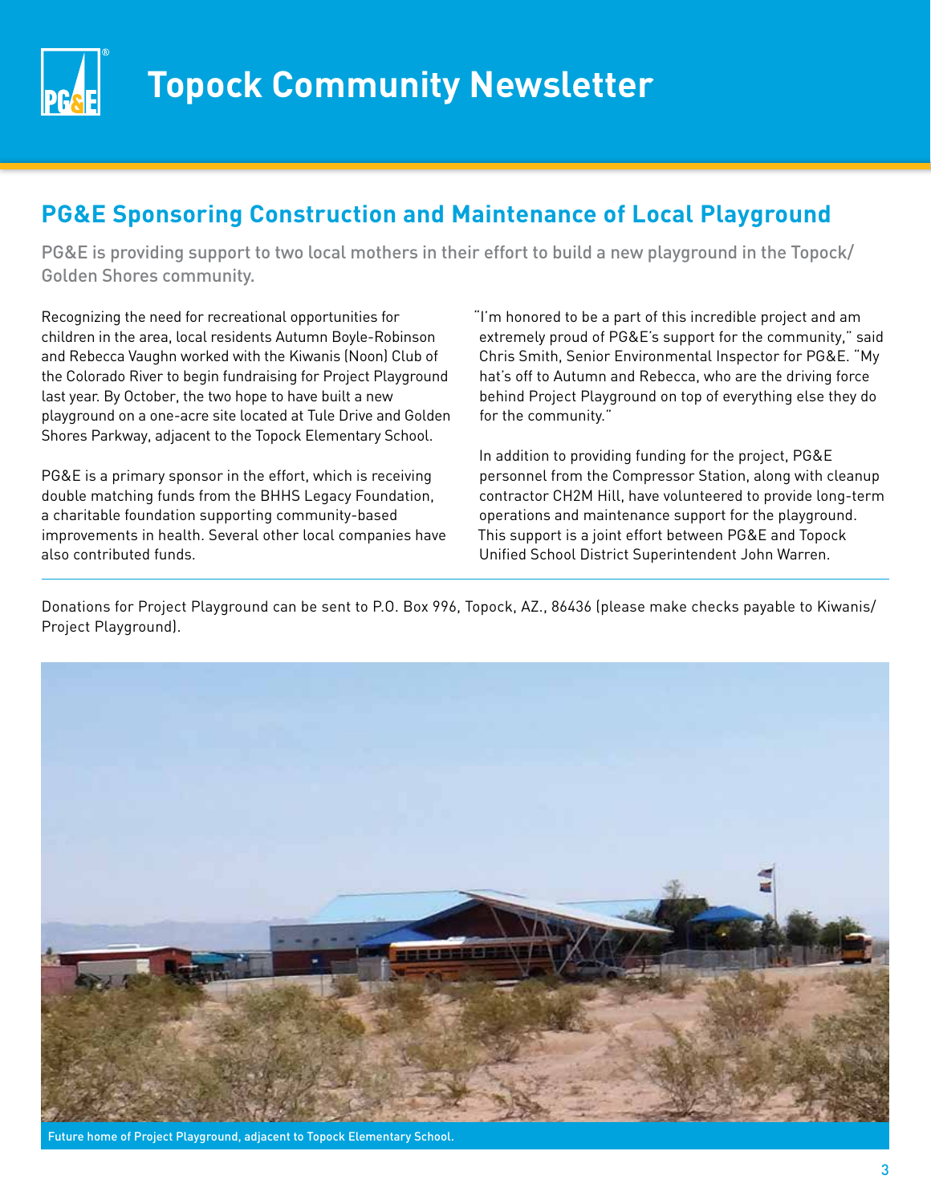# Topock Community Newsletter

## PG&E Sponsoring Construction and Maintenance of Local Playground

PG&E is providing support to two local mothers in their effort to build a new playground in the Topock/Golden Shores community.

Recognizing the need for recreational opportunities for children in the area, local residents Autumn Boyle-Robinson and Rebecca Vaughn worked with the Kiwanis (Noon) Club of the Colorado River to begin fundraising for Project Playground last year. By October, the two hope to have built a new playground on a one-acre site located at Tule Drive and Golden Shores Parkway, adjacent to the Topock Elementary School.

PG&E is a primary sponsor in the effort, which is receiving double matching funds from the BHHS Legacy Foundation, a charitable foundation supporting community-based improvements in health. Several other local companies have also contributed funds.

"I'm honored to be a part of this incredible project and am extremely proud of PG&E's support for the community," said Chris Smith, Senior Environmental Inspector for PG&E. "My hat's off to Autumn and Rebecca, who are the driving force behind Project Playground on top of everything else they do for the community."

In addition to providing funding for the project, PG&E personnel from the Compressor Station, along with cleanup contractor CH2M Hill, have volunteered to provide long-term operations and maintenance support for the playground. This support is a joint effort between PG&E and Topock Unified School District Superintendent John Warren.

---

Donations for Project Playground can be sent to P.O. Box 996, Topock, AZ., 86436 (please make checks payable to Kiwanis/Project Playground).

Future home of Project Playground, adjacent to Topock Elementary School.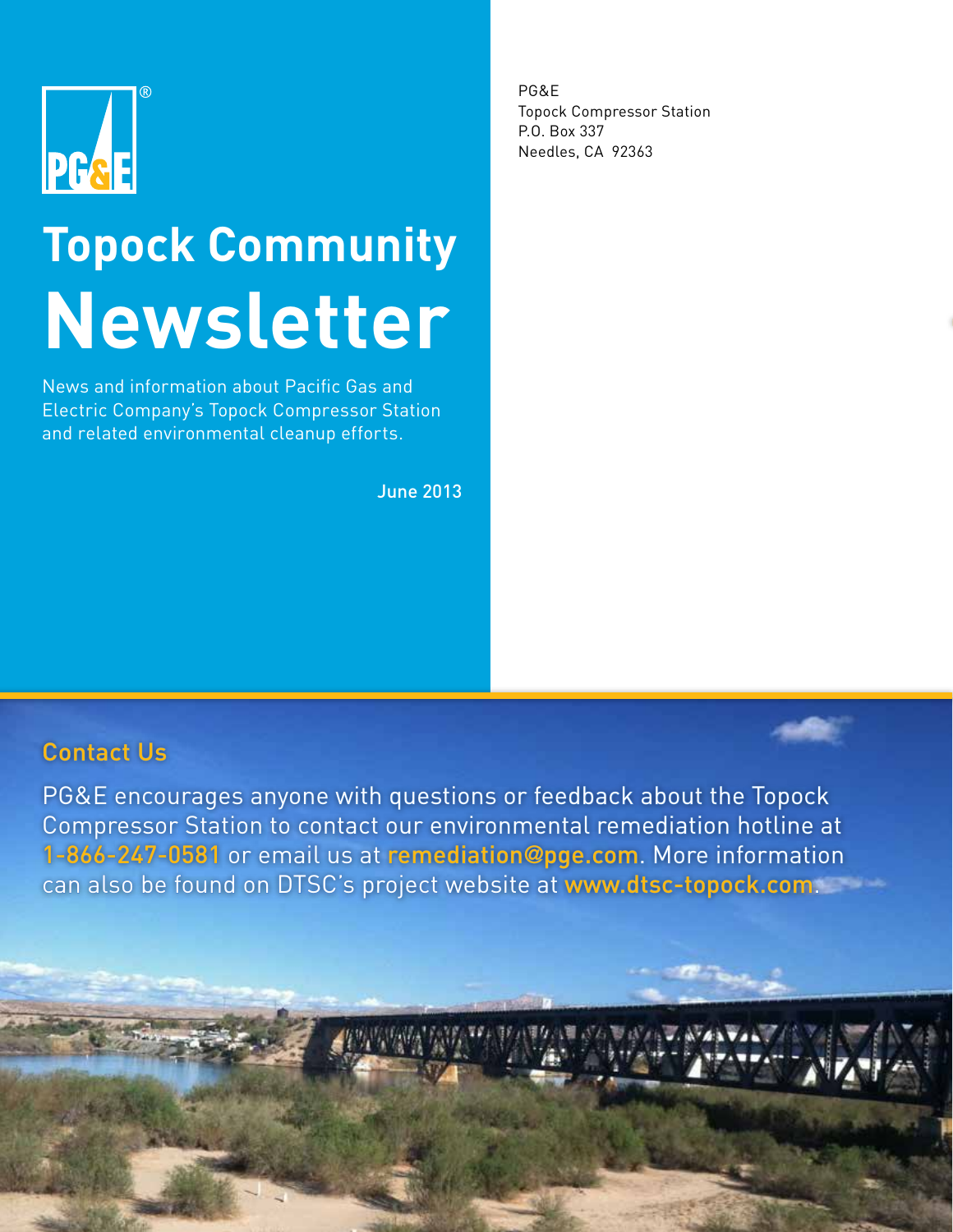PG&E
Topock Compressor Station
P.O. Box 337
Needles, CA 92363

# Topock Community Newsletter

News and information about Pacific Gas and Electric Company's Topock Compressor Station and related environmental cleanup efforts.

June 2013

## Contact Us

PG&E encourages anyone with questions or feedback about the Topock Compressor Station to contact our environmental remediation hotline at 1-866-247-0581 or email us at remediation@pge.com. More information can also be found on DTSC's project website at www.dtsc-topock.com.